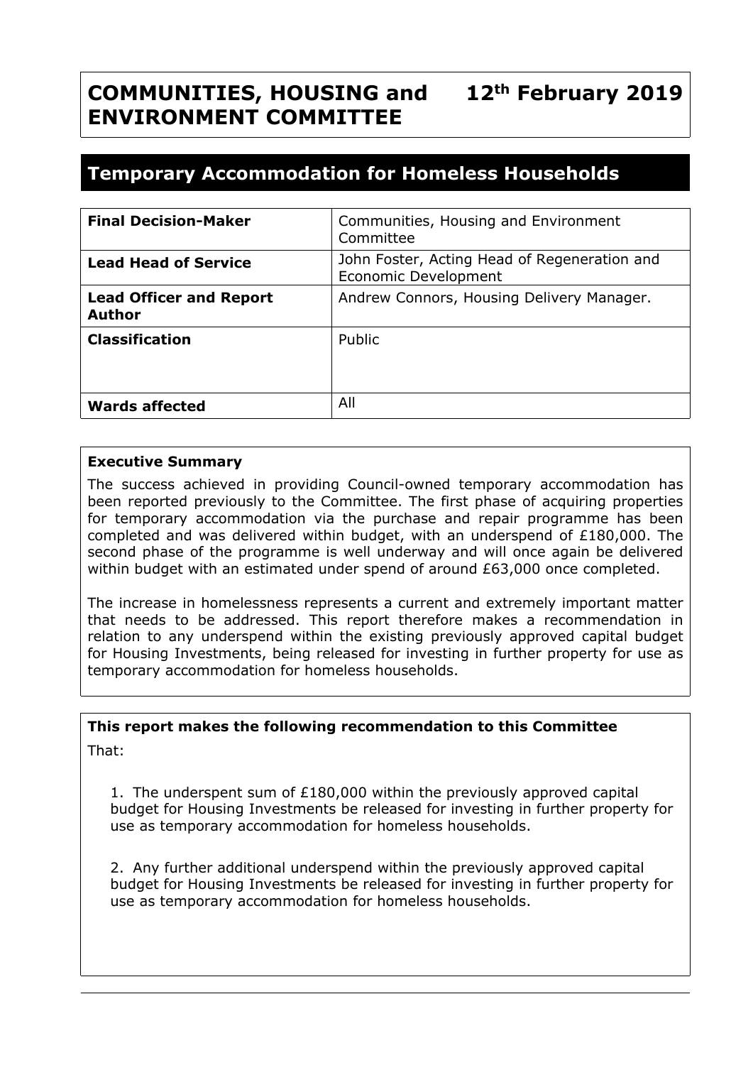# COMMUNITIES, HOUSING and ENVIRONMENT COMMITTEE

**12th February 2019**

## Temporary Accommodation for Homeless Households

| | |
|---|---|
| **Final Decision-Maker** | Communities, Housing and Environment Committee |
| **Lead Head of Service** | John Foster, Acting Head of Regeneration and Economic Development |
| **Lead Officer and Report Author** | Andrew Connors, Housing Delivery Manager. |
| **Classification** | Public |
| **Wards affected** | All |

### Executive Summary

The success achieved in providing Council-owned temporary accommodation has been reported previously to the Committee. The first phase of acquiring properties for temporary accommodation via the purchase and repair programme has been completed and was delivered within budget, with an underspend of £180,000. The second phase of the programme is well underway and will once again be delivered within budget with an estimated under spend of around £63,000 once completed.

The increase in homelessness represents a current and extremely important matter that needs to be addressed. This report therefore makes a recommendation in relation to any underspend within the existing previously approved capital budget for Housing Investments, being released for investing in further property for use as temporary accommodation for homeless households.

### This report makes the following recommendation to this Committee

That:

1. The underspent sum of £180,000 within the previously approved capital budget for Housing Investments be released for investing in further property for use as temporary accommodation for homeless households.

2. Any further additional underspend within the previously approved capital budget for Housing Investments be released for investing in further property for use as temporary accommodation for homeless households.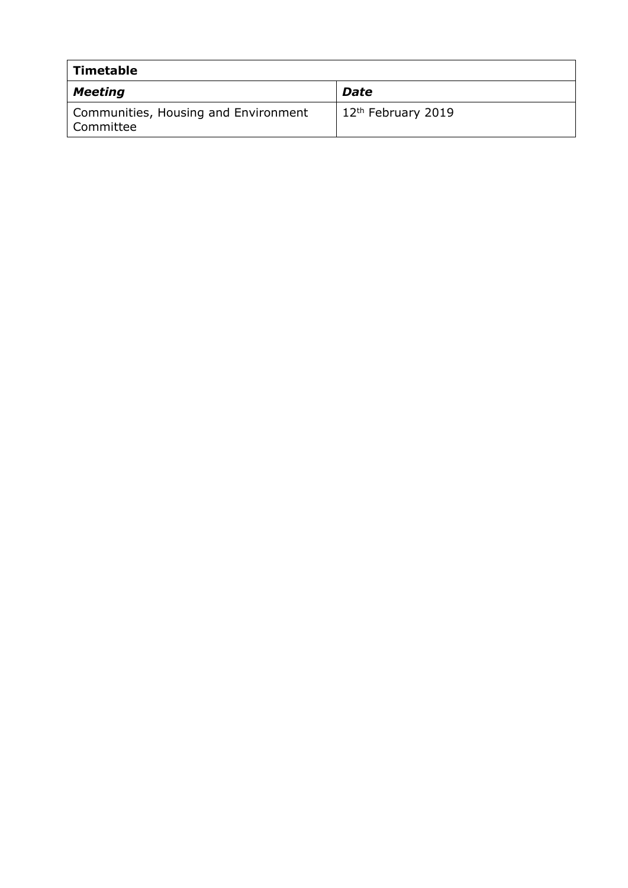| **Timetable** | |
|---|---|
| ***Meeting*** | ***Date*** |
| Communities, Housing and Environment Committee | 12th February 2019 |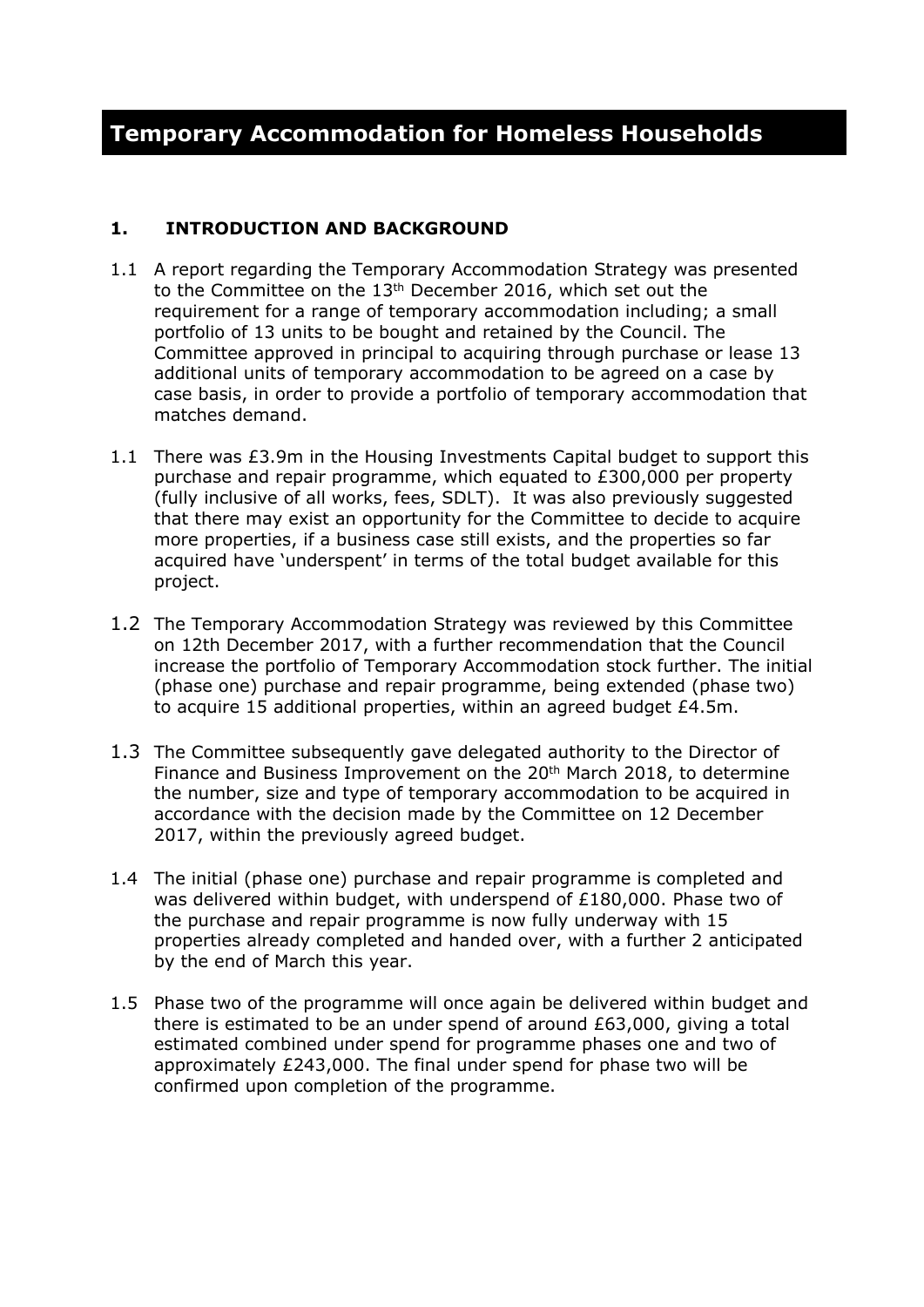# Temporary Accommodation for Homeless Households

## 1. INTRODUCTION AND BACKGROUND

1.1 A report regarding the Temporary Accommodation Strategy was presented to the Committee on the 13th December 2016, which set out the requirement for a range of temporary accommodation including; a small portfolio of 13 units to be bought and retained by the Council. The Committee approved in principal to acquiring through purchase or lease 13 additional units of temporary accommodation to be agreed on a case by case basis, in order to provide a portfolio of temporary accommodation that matches demand.

1.1 There was £3.9m in the Housing Investments Capital budget to support this purchase and repair programme, which equated to £300,000 per property (fully inclusive of all works, fees, SDLT). It was also previously suggested that there may exist an opportunity for the Committee to decide to acquire more properties, if a business case still exists, and the properties so far acquired have 'underspent' in terms of the total budget available for this project.

1.2 The Temporary Accommodation Strategy was reviewed by this Committee on 12th December 2017, with a further recommendation that the Council increase the portfolio of Temporary Accommodation stock further. The initial (phase one) purchase and repair programme, being extended (phase two) to acquire 15 additional properties, within an agreed budget £4.5m.

1.3 The Committee subsequently gave delegated authority to the Director of Finance and Business Improvement on the 20th March 2018, to determine the number, size and type of temporary accommodation to be acquired in accordance with the decision made by the Committee on 12 December 2017, within the previously agreed budget.

1.4 The initial (phase one) purchase and repair programme is completed and was delivered within budget, with underspend of £180,000. Phase two of the purchase and repair programme is now fully underway with 15 properties already completed and handed over, with a further 2 anticipated by the end of March this year.

1.5 Phase two of the programme will once again be delivered within budget and there is estimated to be an under spend of around £63,000, giving a total estimated combined under spend for programme phases one and two of approximately £243,000. The final under spend for phase two will be confirmed upon completion of the programme.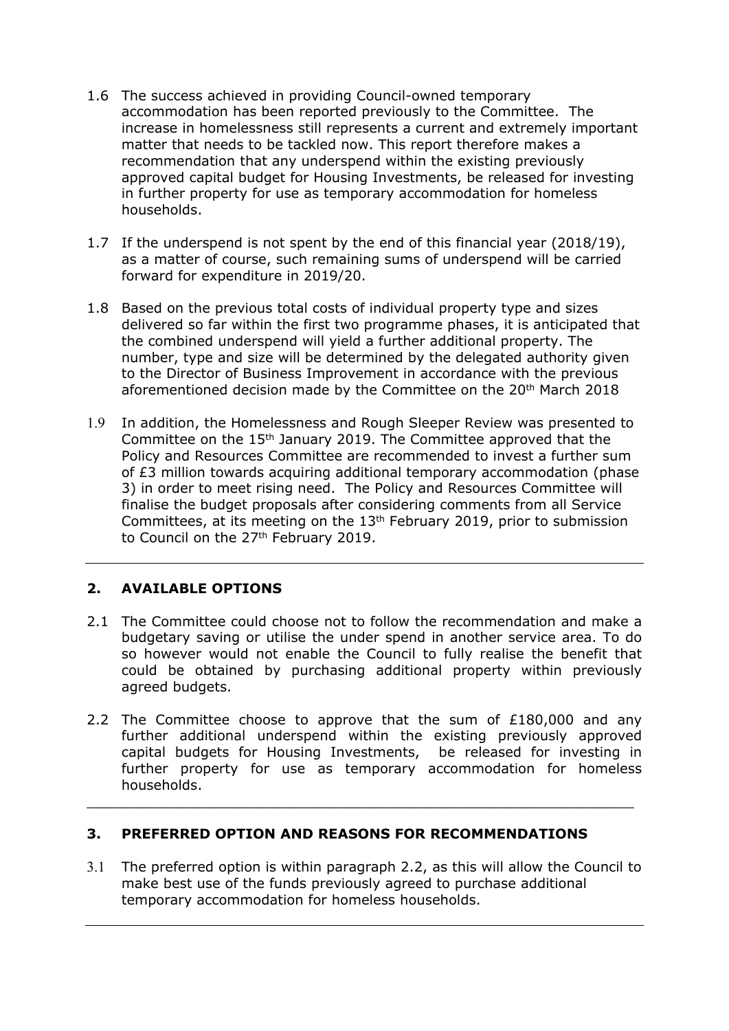1.6 The success achieved in providing Council-owned temporary accommodation has been reported previously to the Committee. The increase in homelessness still represents a current and extremely important matter that needs to be tackled now. This report therefore makes a recommendation that any underspend within the existing previously approved capital budget for Housing Investments, be released for investing in further property for use as temporary accommodation for homeless households.

1.7 If the underspend is not spent by the end of this financial year (2018/19), as a matter of course, such remaining sums of underspend will be carried forward for expenditure in 2019/20.

1.8 Based on the previous total costs of individual property type and sizes delivered so far within the first two programme phases, it is anticipated that the combined underspend will yield a further additional property. The number, type and size will be determined by the delegated authority given to the Director of Business Improvement in accordance with the previous aforementioned decision made by the Committee on the 20th March 2018

1.9 In addition, the Homelessness and Rough Sleeper Review was presented to Committee on the 15th January 2019. The Committee approved that the Policy and Resources Committee are recommended to invest a further sum of £3 million towards acquiring additional temporary accommodation (phase 3) in order to meet rising need. The Policy and Resources Committee will finalise the budget proposals after considering comments from all Service Committees, at its meeting on the 13th February 2019, prior to submission to Council on the 27th February 2019.

---

## 2. AVAILABLE OPTIONS

2.1 The Committee could choose not to follow the recommendation and make a budgetary saving or utilise the under spend in another service area. To do so however would not enable the Council to fully realise the benefit that could be obtained by purchasing additional property within previously agreed budgets.

2.2 The Committee choose to approve that the sum of £180,000 and any further additional underspend within the existing previously approved capital budgets for Housing Investments, be released for investing in further property for use as temporary accommodation for homeless households.

---

## 3. PREFERRED OPTION AND REASONS FOR RECOMMENDATIONS

3.1 The preferred option is within paragraph 2.2, as this will allow the Council to make best use of the funds previously agreed to purchase additional temporary accommodation for homeless households.

---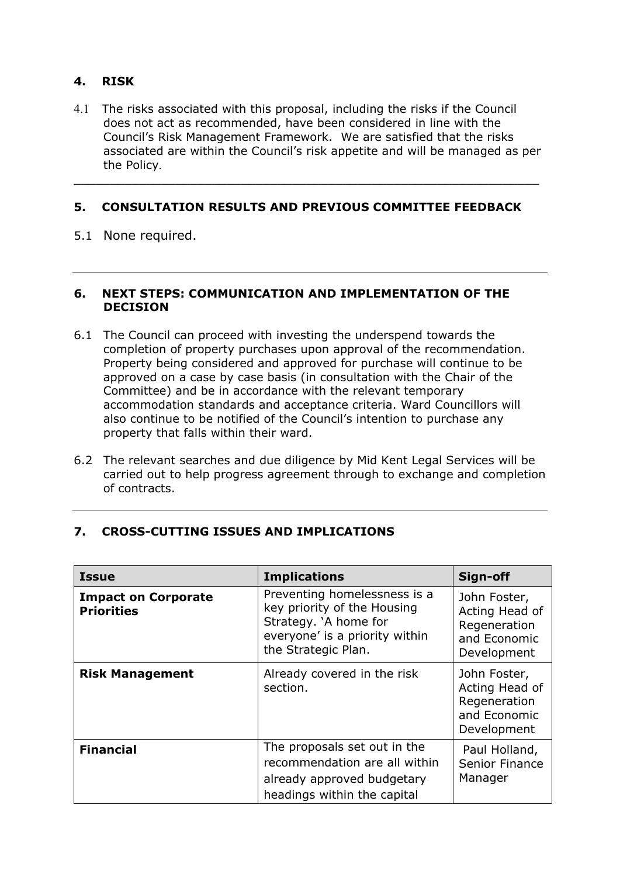## 4. RISK

4.1 The risks associated with this proposal, including the risks if the Council does not act as recommended, have been considered in line with the Council's Risk Management Framework. We are satisfied that the risks associated are within the Council's risk appetite and will be managed as per the Policy.

## 5. CONSULTATION RESULTS AND PREVIOUS COMMITTEE FEEDBACK

5.1 None required.

## 6. NEXT STEPS: COMMUNICATION AND IMPLEMENTATION OF THE DECISION

6.1 The Council can proceed with investing the underspend towards the completion of property purchases upon approval of the recommendation. Property being considered and approved for purchase will continue to be approved on a case by case basis (in consultation with the Chair of the Committee) and be in accordance with the relevant temporary accommodation standards and acceptance criteria. Ward Councillors will also continue to be notified of the Council's intention to purchase any property that falls within their ward.

6.2 The relevant searches and due diligence by Mid Kent Legal Services will be carried out to help progress agreement through to exchange and completion of contracts.

## 7. CROSS-CUTTING ISSUES AND IMPLICATIONS

| Issue | Implications | Sign-off |
|---|---|---|
| **Impact on Corporate Priorities** | Preventing homelessness is a key priority of the Housing Strategy. 'A home for everyone' is a priority within the Strategic Plan. | John Foster, Acting Head of Regeneration and Economic Development |
| **Risk Management** | Already covered in the risk section. | John Foster, Acting Head of Regeneration and Economic Development |
| **Financial** | The proposals set out in the recommendation are all within already approved budgetary headings within the capital | Paul Holland, Senior Finance Manager |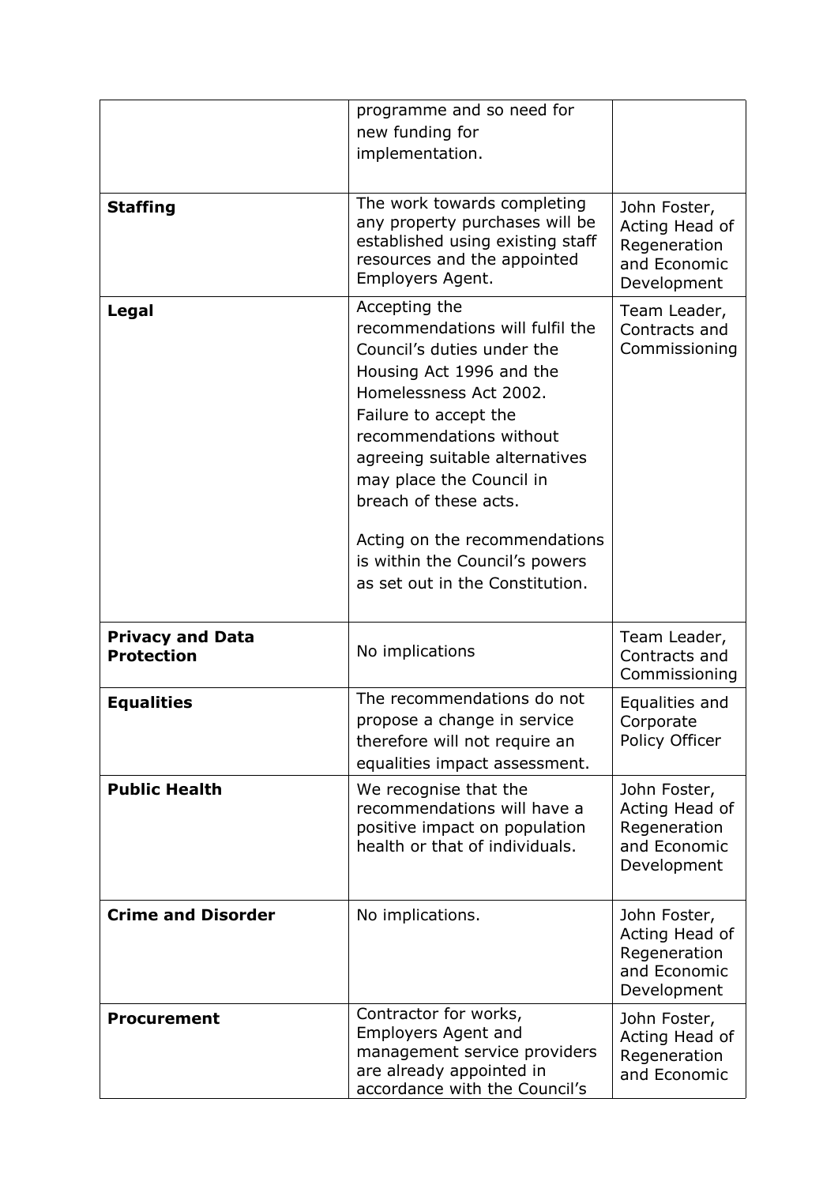|  |  |  |
|---|---|---|
|  | programme and so need for new funding for implementation. |  |
| **Staffing** | The work towards completing any property purchases will be established using existing staff resources and the appointed Employers Agent. | John Foster, Acting Head of Regeneration and Economic Development |
| **Legal** | Accepting the recommendations will fulfil the Council's duties under the Housing Act 1996 and the Homelessness Act 2002. Failure to accept the recommendations without agreeing suitable alternatives may place the Council in breach of these acts.<br><br>Acting on the recommendations is within the Council's powers as set out in the Constitution. | Team Leader, Contracts and Commissioning |
| **Privacy and Data Protection** | No implications | Team Leader, Contracts and Commissioning |
| **Equalities** | The recommendations do not propose a change in service therefore will not require an equalities impact assessment. | Equalities and Corporate Policy Officer |
| **Public Health** | We recognise that the recommendations will have a positive impact on population health or that of individuals. | John Foster, Acting Head of Regeneration and Economic Development |
| **Crime and Disorder** | No implications. | John Foster, Acting Head of Regeneration and Economic Development |
| **Procurement** | Contractor for works, Employers Agent and management service providers are already appointed in accordance with the Council's | John Foster, Acting Head of Regeneration and Economic |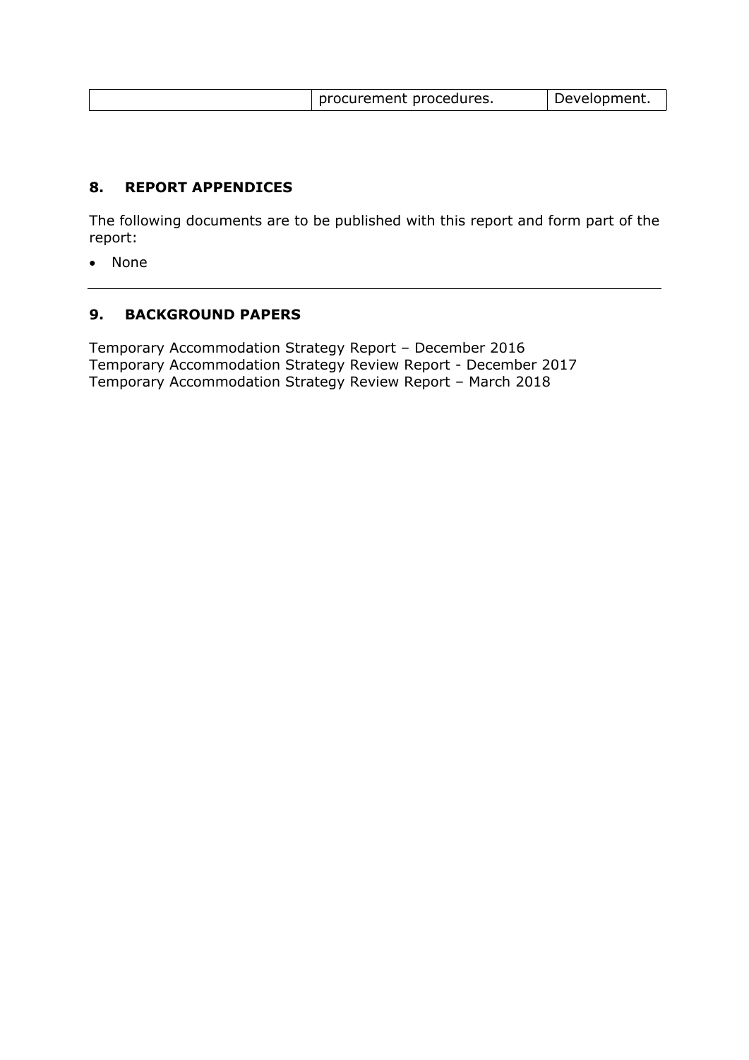| | | |
|---|---|---|
| | procurement procedures. | Development. |

## 8. REPORT APPENDICES

The following documents are to be published with this report and form part of the report:

- None

---

## 9. BACKGROUND PAPERS

Temporary Accommodation Strategy Report – December 2016
Temporary Accommodation Strategy Review Report - December 2017
Temporary Accommodation Strategy Review Report – March 2018